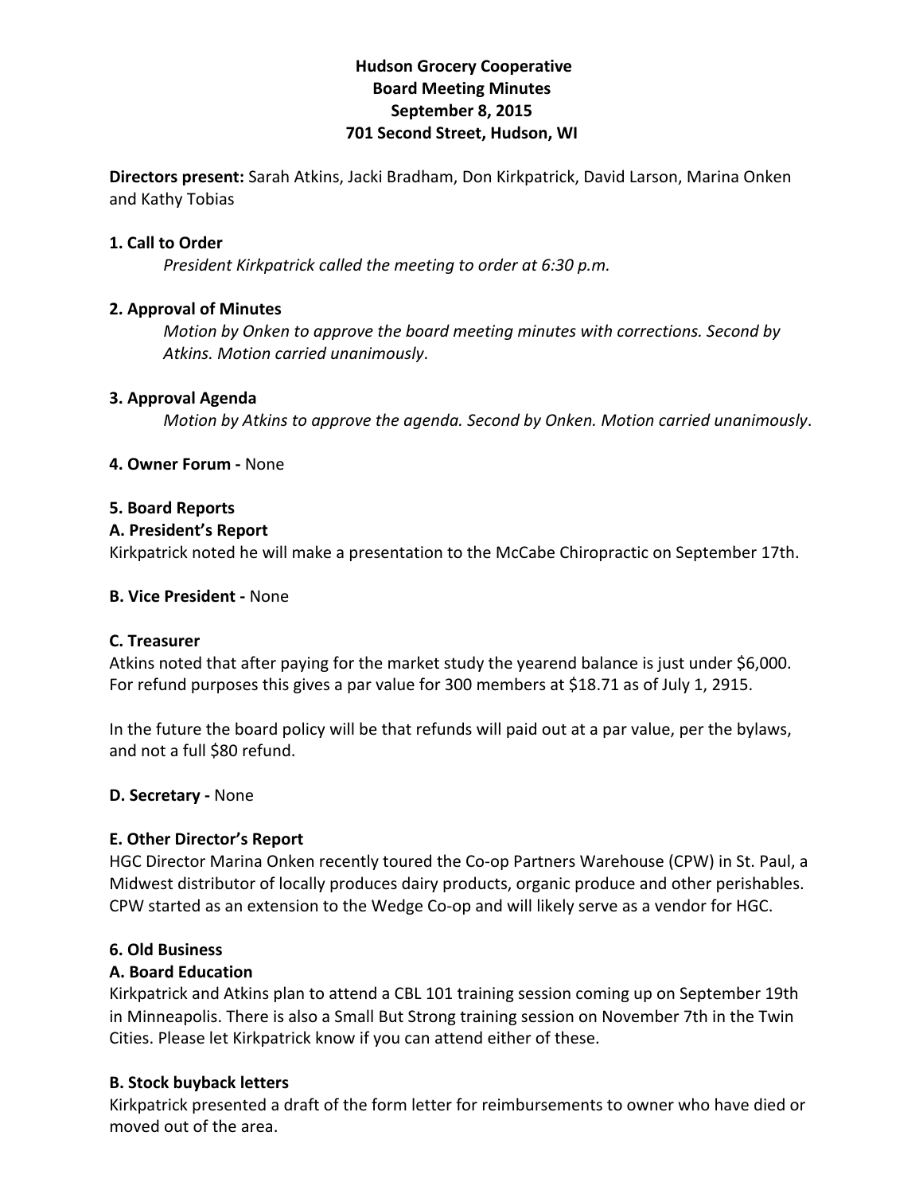**Hudson Grocery Cooperative**
**Board Meeting Minutes**
**September 8, 2015**
**701 Second Street, Hudson, WI**

**Directors present:** Sarah Atkins, Jacki Bradham, Don Kirkpatrick, David Larson, Marina Onken and Kathy Tobias

**1. Call to Order**

*President Kirkpatrick called the meeting to order at 6:30 p.m.*

**2. Approval of Minutes**

*Motion by Onken to approve the board meeting minutes with corrections. Second by Atkins. Motion carried unanimously*.

**3. Approval Agenda**

*Motion by Atkins to approve the agenda. Second by Onken. Motion carried unanimously*.

**4. Owner Forum -** None

**5. Board Reports**

**A. President's Report**

Kirkpatrick noted he will make a presentation to the McCabe Chiropractic on September 17th.

**B. Vice President -** None

**C. Treasurer**

Atkins noted that after paying for the market study the yearend balance is just under $6,000. For refund purposes this gives a par value for 300 members at $18.71 as of July 1, 2915.

In the future the board policy will be that refunds will paid out at a par value, per the bylaws, and not a full $80 refund.

**D. Secretary -** None

**E. Other Director's Report**

HGC Director Marina Onken recently toured the Co-op Partners Warehouse (CPW) in St. Paul, a Midwest distributor of locally produces dairy products, organic produce and other perishables. CPW started as an extension to the Wedge Co-op and will likely serve as a vendor for HGC.

**6. Old Business**

**A. Board Education**

Kirkpatrick and Atkins plan to attend a CBL 101 training session coming up on September 19th in Minneapolis. There is also a Small But Strong training session on November 7th in the Twin Cities. Please let Kirkpatrick know if you can attend either of these.

**B. Stock buyback letters**

Kirkpatrick presented a draft of the form letter for reimbursements to owner who have died or moved out of the area.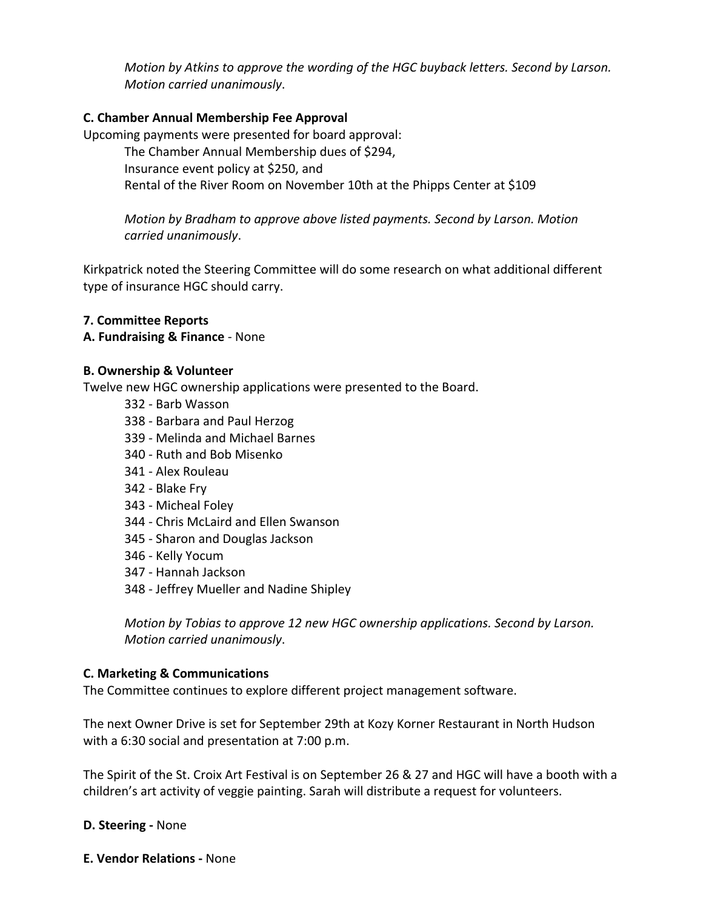*Motion by Atkins to approve the wording of the HGC buyback letters. Second by Larson. Motion carried unanimously*.

**C. Chamber Annual Membership Fee Approval**

Upcoming payments were presented for board approval:

The Chamber Annual Membership dues of $294,
Insurance event policy at $250, and
Rental of the River Room on November 10th at the Phipps Center at $109

*Motion by Bradham to approve above listed payments. Second by Larson. Motion carried unanimously*.

Kirkpatrick noted the Steering Committee will do some research on what additional different type of insurance HGC should carry.

**7. Committee Reports**

**A. Fundraising & Finance** - None

**B. Ownership & Volunteer**

Twelve new HGC ownership applications were presented to the Board.

332 - Barb Wasson
338 - Barbara and Paul Herzog
339 - Melinda and Michael Barnes
340 - Ruth and Bob Misenko
341 - Alex Rouleau
342 - Blake Fry
343 - Micheal Foley
344 - Chris McLaird and Ellen Swanson
345 - Sharon and Douglas Jackson
346 - Kelly Yocum
347 - Hannah Jackson
348 - Jeffrey Mueller and Nadine Shipley

*Motion by Tobias to approve 12 new HGC ownership applications. Second by Larson. Motion carried unanimously*.

**C. Marketing & Communications**

The Committee continues to explore different project management software.

The next Owner Drive is set for September 29th at Kozy Korner Restaurant in North Hudson with a 6:30 social and presentation at 7:00 p.m.

The Spirit of the St. Croix Art Festival is on September 26 & 27 and HGC will have a booth with a children's art activity of veggie painting. Sarah will distribute a request for volunteers.

**D. Steering -** None

**E. Vendor Relations -** None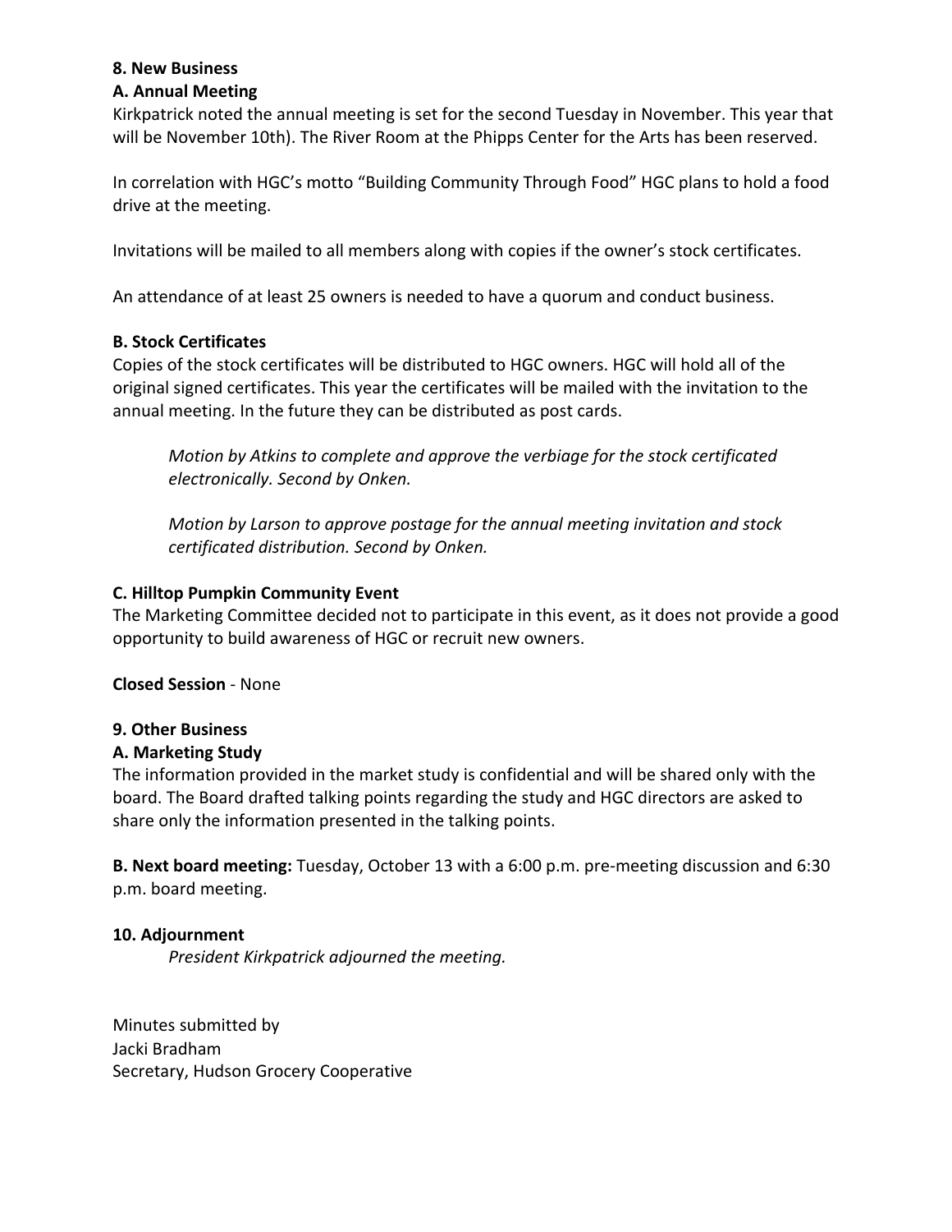**8. New Business**

**A. Annual Meeting**

Kirkpatrick noted the annual meeting is set for the second Tuesday in November. This year that will be November 10th). The River Room at the Phipps Center for the Arts has been reserved.

In correlation with HGC's motto "Building Community Through Food" HGC plans to hold a food drive at the meeting.

Invitations will be mailed to all members along with copies if the owner's stock certificates.

An attendance of at least 25 owners is needed to have a quorum and conduct business.

**B. Stock Certificates**

Copies of the stock certificates will be distributed to HGC owners. HGC will hold all of the original signed certificates. This year the certificates will be mailed with the invitation to the annual meeting. In the future they can be distributed as post cards.

> *Motion by Atkins to complete and approve the verbiage for the stock certificated electronically. Second by Onken.*
>
> *Motion by Larson to approve postage for the annual meeting invitation and stock certificated distribution. Second by Onken.*

**C. Hilltop Pumpkin Community Event**

The Marketing Committee decided not to participate in this event, as it does not provide a good opportunity to build awareness of HGC or recruit new owners.

**Closed Session** - None

**9. Other Business**

**A. Marketing Study**

The information provided in the market study is confidential and will be shared only with the board. The Board drafted talking points regarding the study and HGC directors are asked to share only the information presented in the talking points.

**B. Next board meeting:** Tuesday, October 13 with a 6:00 p.m. pre-meeting discussion and 6:30 p.m. board meeting.

**10. Adjournment**

> *President Kirkpatrick adjourned the meeting.*

Minutes submitted by
Jacki Bradham
Secretary, Hudson Grocery Cooperative